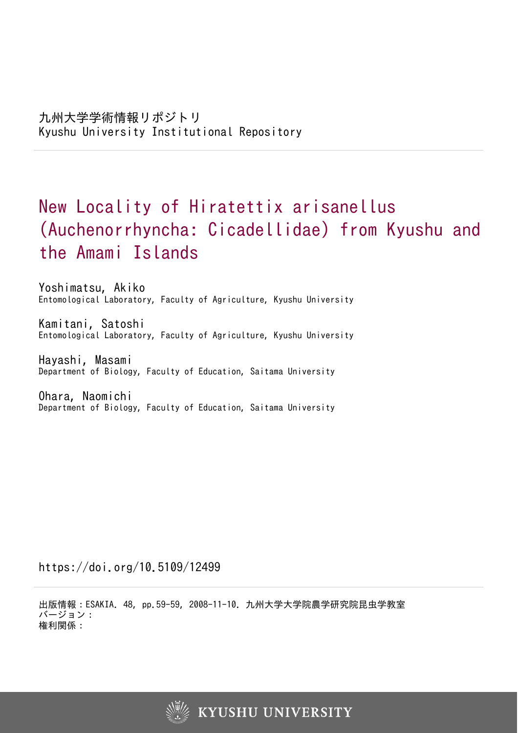九州大学学術情報リポジトリ
Kyushu University Institutional Repository

# New Locality of Hiratettix arisanellus (Auchenorrhyncha: Cicadellidae) from Kyushu and the Amami Islands

Yoshimatsu, Akiko
Entomological Laboratory, Faculty of Agriculture, Kyushu University

Kamitani, Satoshi
Entomological Laboratory, Faculty of Agriculture, Kyushu University

Hayashi, Masami
Department of Biology, Faculty of Education, Saitama University

Ohara, Naomichi
Department of Biology, Faculty of Education, Saitama University

https://doi.org/10.5109/12499

出版情報：ESAKIA. 48, pp.59-59, 2008-11-10. 九州大学大学院農学研究院昆虫学教室
バージョン：
権利関係：

KYUSHU UNIVERSITY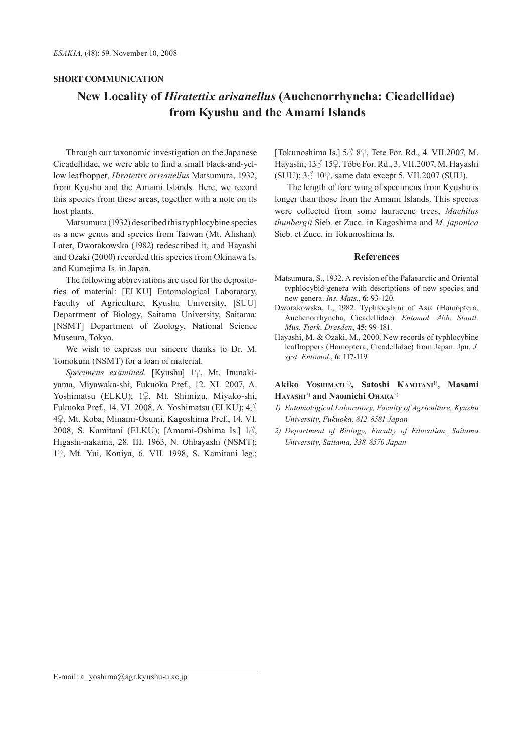**SHORT COMMUNICATION**

# New Locality of *Hiratettix arisanellus* (Auchenorrhyncha: Cicadellidae) from Kyushu and the Amami Islands

Through our taxonomic investigation on the Japanese Cicadellidae, we were able to find a small black-and-yellow leafhopper, *Hiratettix arisanellus* Matsumura, 1932, from Kyushu and the Amami Islands. Here, we record this species from these areas, together with a note on its host plants.

Matsumura (1932) described this typhlocybine species as a new genus and species from Taiwan (Mt. Alishan). Later, Dworakowska (1982) redescribed it, and Hayashi and Ozaki (2000) recorded this species from Okinawa Is. and Kumejima Is. in Japan.

The following abbreviations are used for the depositories of material: [ELKU] Entomological Laboratory, Faculty of Agriculture, Kyushu University, [SUU] Department of Biology, Saitama University, Saitama: [NSMT] Department of Zoology, National Science Museum, Tokyo.

We wish to express our sincere thanks to Dr. M. Tomokuni (NSMT) for a loan of material.

*Specimens examined*. [Kyushu] 1♀, Mt. Inunakiyama, Miyawaka-shi, Fukuoka Pref., 12. XI. 2007, A. Yoshimatsu (ELKU); 1♀, Mt. Shimizu, Miyako-shi, Fukuoka Pref., 14. VI. 2008, A. Yoshimatsu (ELKU); 4♂ 4♀, Mt. Koba, Minami-Osumi, Kagoshima Pref., 14. VI. 2008, S. Kamitani (ELKU); [Amami-Oshima Is.] 1♂, Higashi-nakama, 28. III. 1963, N. Ohbayashi (NSMT); 1♀, Mt. Yui, Koniya, 6. VII. 1998, S. Kamitani leg.; [Tokunoshima Is.] 5♂ 8♀, Tete For. Rd., 4. VII.2007, M. Hayashi; 13♂ 15♀, Tôbe For. Rd., 3. VII.2007, M. Hayashi (SUU); 3♂ 10♀, same data except 5. VII.2007 (SUU).

The length of fore wing of specimens from Kyushu is longer than those from the Amami Islands. This species were collected from some lauracene trees, *Machilus thunbergii* Sieb. et Zucc. in Kagoshima and *M. japonica* Sieb. et Zucc. in Tokunoshima Is.

## References

Matsumura, S., 1932. A revision of the Palaearctic and Oriental typhlocybid-genera with descriptions of new species and new genera. *Ins. Mats*., **6**: 93-120.

Dworakowska, I., 1982. Typhlocybini of Asia (Homoptera, Auchenorrhyncha, Cicadellidae). *Entomol. Abh. Staatl. Mus. Tierk. Dresden*, **45**: 99-181.

Hayashi, M. & Ozaki, M., 2000. New records of typhlocybine leafhoppers (Homoptera, Cicadellidae) from Japan. Jpn. *J. syst. Entomol*., **6**: 117-119.

**Akiko Yoshimatu[1], Satoshi Kamitani[1], Masami Hayashi[2] and Naomichi Ohara[2]**

*1) Entomological Laboratory, Faculty of Agriculture, Kyushu University, Fukuoka, 812-8581 Japan*

*2) Department of Biology, Faculty of Education, Saitama University, Saitama, 338-8570 Japan*

E-mail: a_yoshima@agr.kyushu-u.ac.jp